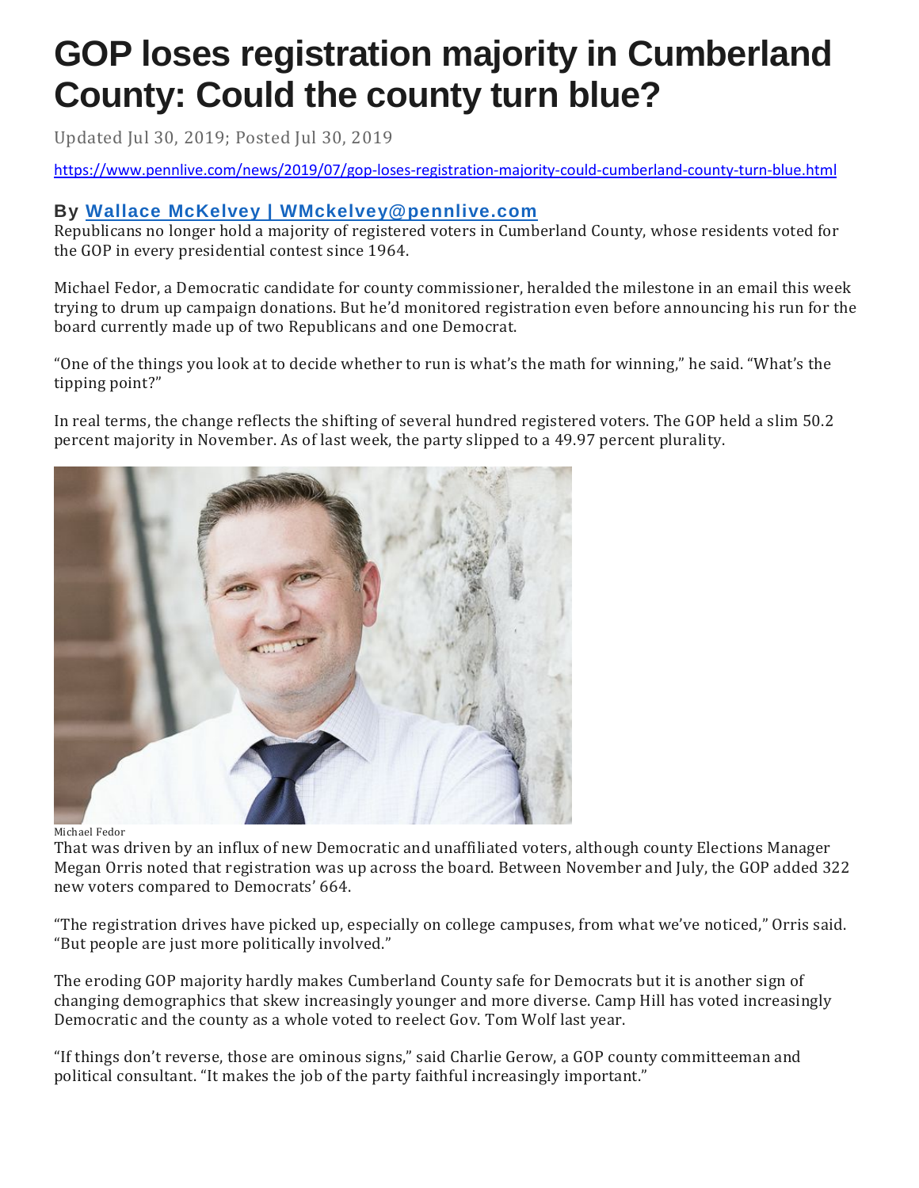# GOP loses registration majority in Cumberland County: Could the county turn blue?

Updated Jul 30, 2019; Posted Jul 30, 2019

https://www.pennlive.com/news/2019/07/gop-loses-registration-majority-could-cumberland-county-turn-blue.html

**By [Wallace McKelvey | WMckelvey@pennlive.com]()**

Republicans no longer hold a majority of registered voters in Cumberland County, whose residents voted for the GOP in every presidential contest since 1964.

Michael Fedor, a Democratic candidate for county commissioner, heralded the milestone in an email this week trying to drum up campaign donations. But he'd monitored registration even before announcing his run for the board currently made up of two Republicans and one Democrat.

"One of the things you look at to decide whether to run is what's the math for winning," he said. "What's the tipping point?"

In real terms, the change reflects the shifting of several hundred registered voters. The GOP held a slim 50.2 percent majority in November. As of last week, the party slipped to a 49.97 percent plurality.

Michael Fedor

That was driven by an influx of new Democratic and unaffiliated voters, although county Elections Manager Megan Orris noted that registration was up across the board. Between November and July, the GOP added 322 new voters compared to Democrats' 664.

"The registration drives have picked up, especially on college campuses, from what we've noticed," Orris said. "But people are just more politically involved."

The eroding GOP majority hardly makes Cumberland County safe for Democrats but it is another sign of changing demographics that skew increasingly younger and more diverse. Camp Hill has voted increasingly Democratic and the county as a whole voted to reelect Gov. Tom Wolf last year.

"If things don't reverse, those are ominous signs," said Charlie Gerow, a GOP county committeeman and political consultant. "It makes the job of the party faithful increasingly important."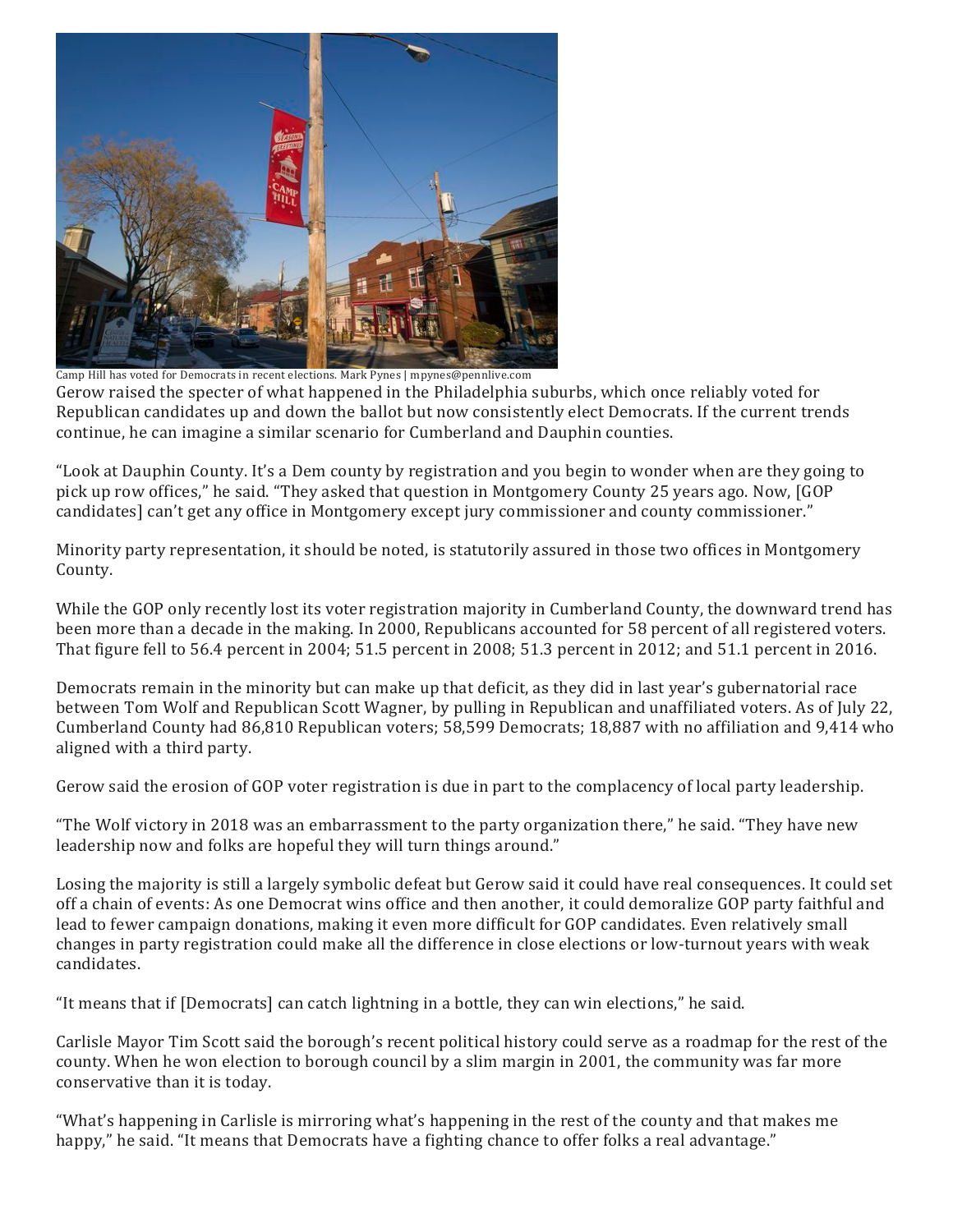Camp Hill has voted for Democrats in recent elections. Mark Pynes | mpynes@pennlive.com

Gerow raised the specter of what happened in the Philadelphia suburbs, which once reliably voted for Republican candidates up and down the ballot but now consistently elect Democrats. If the current trends continue, he can imagine a similar scenario for Cumberland and Dauphin counties.

"Look at Dauphin County. It's a Dem county by registration and you begin to wonder when are they going to pick up row offices," he said. "They asked that question in Montgomery County 25 years ago. Now, [GOP candidates] can't get any office in Montgomery except jury commissioner and county commissioner."

Minority party representation, it should be noted, is statutorily assured in those two offices in Montgomery County.

While the GOP only recently lost its voter registration majority in Cumberland County, the downward trend has been more than a decade in the making. In 2000, Republicans accounted for 58 percent of all registered voters. That figure fell to 56.4 percent in 2004; 51.5 percent in 2008; 51.3 percent in 2012; and 51.1 percent in 2016.

Democrats remain in the minority but can make up that deficit, as they did in last year's gubernatorial race between Tom Wolf and Republican Scott Wagner, by pulling in Republican and unaffiliated voters. As of July 22, Cumberland County had 86,810 Republican voters; 58,599 Democrats; 18,887 with no affiliation and 9,414 who aligned with a third party.

Gerow said the erosion of GOP voter registration is due in part to the complacency of local party leadership.

"The Wolf victory in 2018 was an embarrassment to the party organization there," he said. "They have new leadership now and folks are hopeful they will turn things around."

Losing the majority is still a largely symbolic defeat but Gerow said it could have real consequences. It could set off a chain of events: As one Democrat wins office and then another, it could demoralize GOP party faithful and lead to fewer campaign donations, making it even more difficult for GOP candidates. Even relatively small changes in party registration could make all the difference in close elections or low-turnout years with weak candidates.

"It means that if [Democrats] can catch lightning in a bottle, they can win elections," he said.

Carlisle Mayor Tim Scott said the borough's recent political history could serve as a roadmap for the rest of the county. When he won election to borough council by a slim margin in 2001, the community was far more conservative than it is today.

"What's happening in Carlisle is mirroring what's happening in the rest of the county and that makes me happy," he said. "It means that Democrats have a fighting chance to offer folks a real advantage."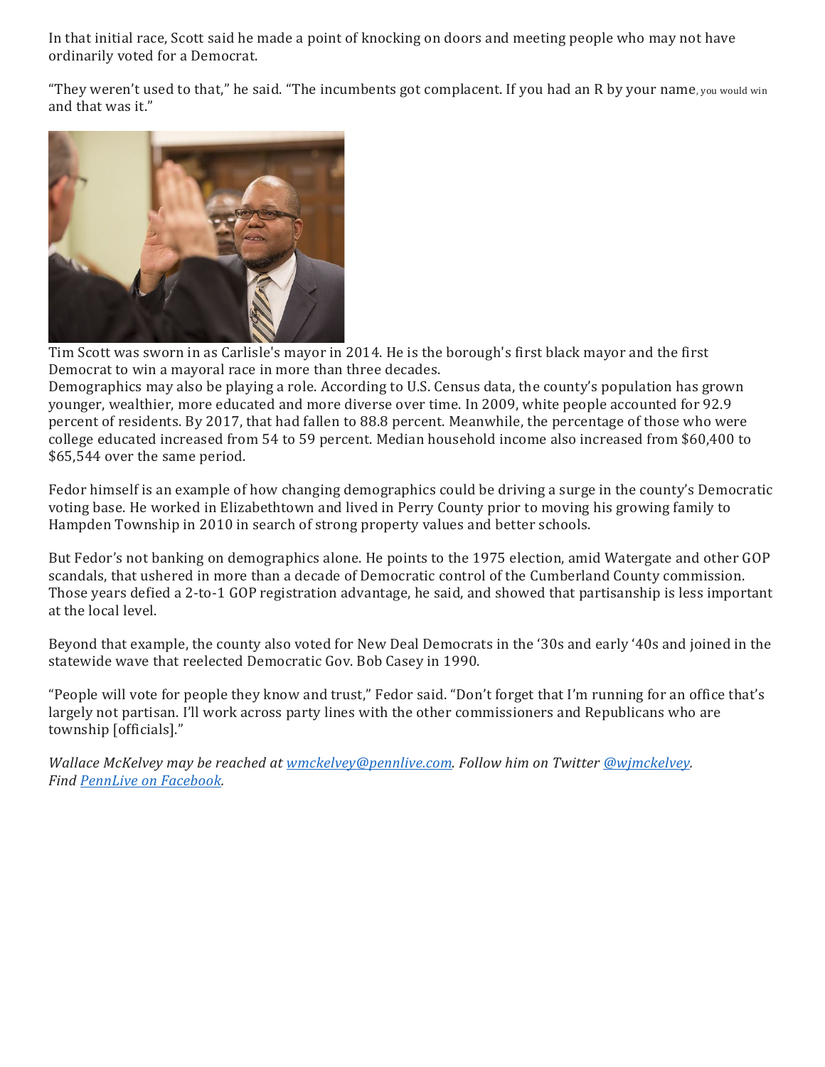In that initial race, Scott said he made a point of knocking on doors and meeting people who may not have ordinarily voted for a Democrat.

"They weren't used to that," he said. "The incumbents got complacent. If you had an R by your name, you would win and that was it."

Tim Scott was sworn in as Carlisle's mayor in 2014. He is the borough's first black mayor and the first Democrat to win a mayoral race in more than three decades.

Demographics may also be playing a role. According to U.S. Census data, the county's population has grown younger, wealthier, more educated and more diverse over time. In 2009, white people accounted for 92.9 percent of residents. By 2017, that had fallen to 88.8 percent. Meanwhile, the percentage of those who were college educated increased from 54 to 59 percent. Median household income also increased from $60,400 to $65,544 over the same period.

Fedor himself is an example of how changing demographics could be driving a surge in the county's Democratic voting base. He worked in Elizabethtown and lived in Perry County prior to moving his growing family to Hampden Township in 2010 in search of strong property values and better schools.

But Fedor's not banking on demographics alone. He points to the 1975 election, amid Watergate and other GOP scandals, that ushered in more than a decade of Democratic control of the Cumberland County commission. Those years defied a 2-to-1 GOP registration advantage, he said, and showed that partisanship is less important at the local level.

Beyond that example, the county also voted for New Deal Democrats in the '30s and early '40s and joined in the statewide wave that reelected Democratic Gov. Bob Casey in 1990.

"People will vote for people they know and trust," Fedor said. "Don't forget that I'm running for an office that's largely not partisan. I'll work across party lines with the other commissioners and Republicans who are township [officials]."

*Wallace McKelvey may be reached at [wmckelvey@pennlive.com](mailto:wmckelvey@pennlive.com). Follow him on Twitter [@wjmckelvey](https://twitter.com/wjmckelvey). Find [PennLive on Facebook](https://www.facebook.com/PennLive).*